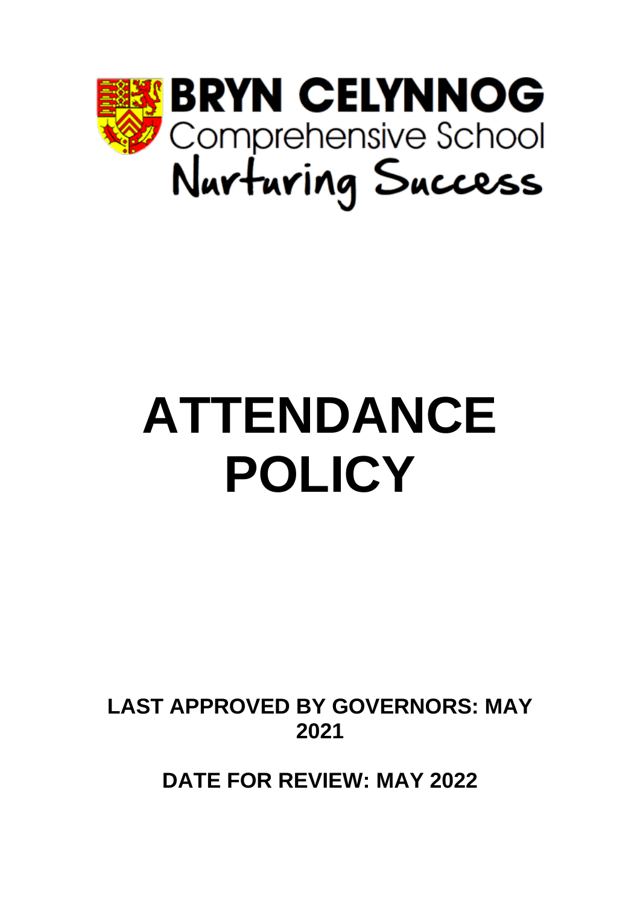**BRYN CELYNNOG**
Comprehensive School
Nurturing Success

# ATTENDANCE POLICY

**LAST APPROVED BY GOVERNORS: MAY 2021**

**DATE FOR REVIEW: MAY 2022**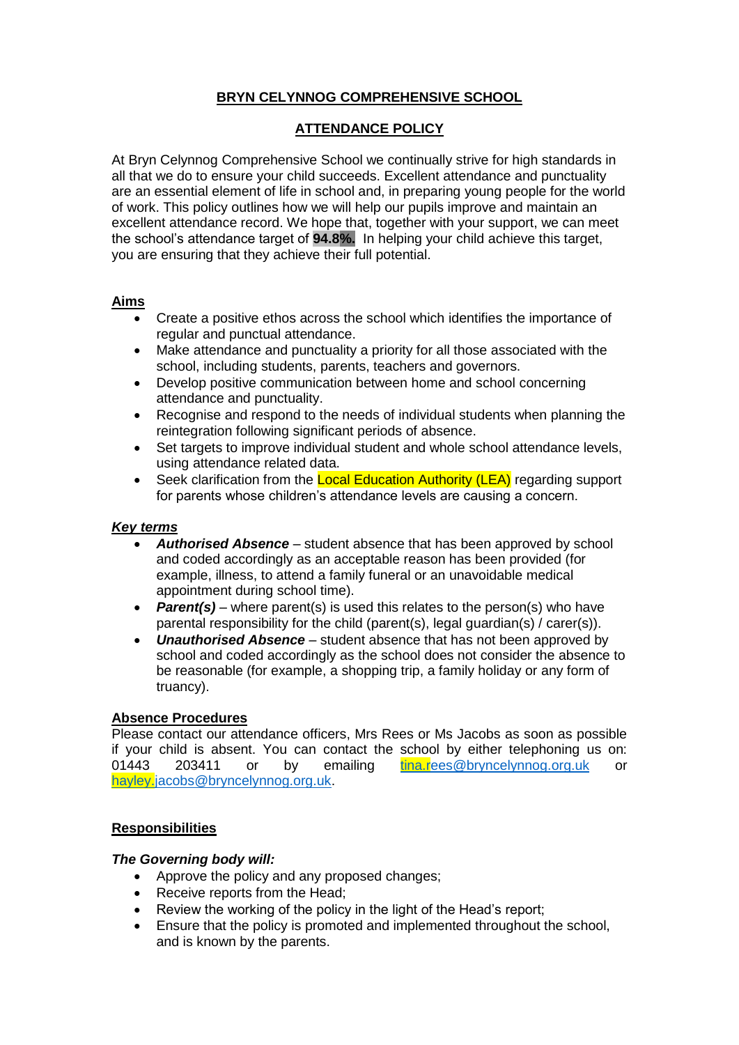# BRYN CELYNNOG COMPREHENSIVE SCHOOL

## ATTENDANCE POLICY

At Bryn Celynnog Comprehensive School we continually strive for high standards in all that we do to ensure your child succeeds. Excellent attendance and punctuality are an essential element of life in school and, in preparing young people for the world of work. This policy outlines how we will help our pupils improve and maintain an excellent attendance record. We hope that, together with your support, we can meet the school's attendance target of **94.8%.** In helping your child achieve this target, you are ensuring that they achieve their full potential.

### Aims

- Create a positive ethos across the school which identifies the importance of regular and punctual attendance.
- Make attendance and punctuality a priority for all those associated with the school, including students, parents, teachers and governors.
- Develop positive communication between home and school concerning attendance and punctuality.
- Recognise and respond to the needs of individual students when planning the reintegration following significant periods of absence.
- Set targets to improve individual student and whole school attendance levels, using attendance related data.
- Seek clarification from the Local Education Authority (LEA) regarding support for parents whose children's attendance levels are causing a concern.

### *Key terms*

- ***Authorised Absence*** – student absence that has been approved by school and coded accordingly as an acceptable reason has been provided (for example, illness, to attend a family funeral or an unavoidable medical appointment during school time).
- ***Parent(s)*** – where parent(s) is used this relates to the person(s) who have parental responsibility for the child (parent(s), legal guardian(s) / carer(s)).
- ***Unauthorised Absence*** – student absence that has not been approved by school and coded accordingly as the school does not consider the absence to be reasonable (for example, a shopping trip, a family holiday or any form of truancy).

### Absence Procedures

Please contact our attendance officers, Mrs Rees or Ms Jacobs as soon as possible if your child is absent. You can contact the school by either telephoning us on: 01443 203411 or by emailing tina.rees@bryncelynnog.org.uk or hayley.jacobs@bryncelynnog.org.uk.

### Responsibilities

***The Governing body will:***

- Approve the policy and any proposed changes;
- Receive reports from the Head;
- Review the working of the policy in the light of the Head's report;
- Ensure that the policy is promoted and implemented throughout the school, and is known by the parents.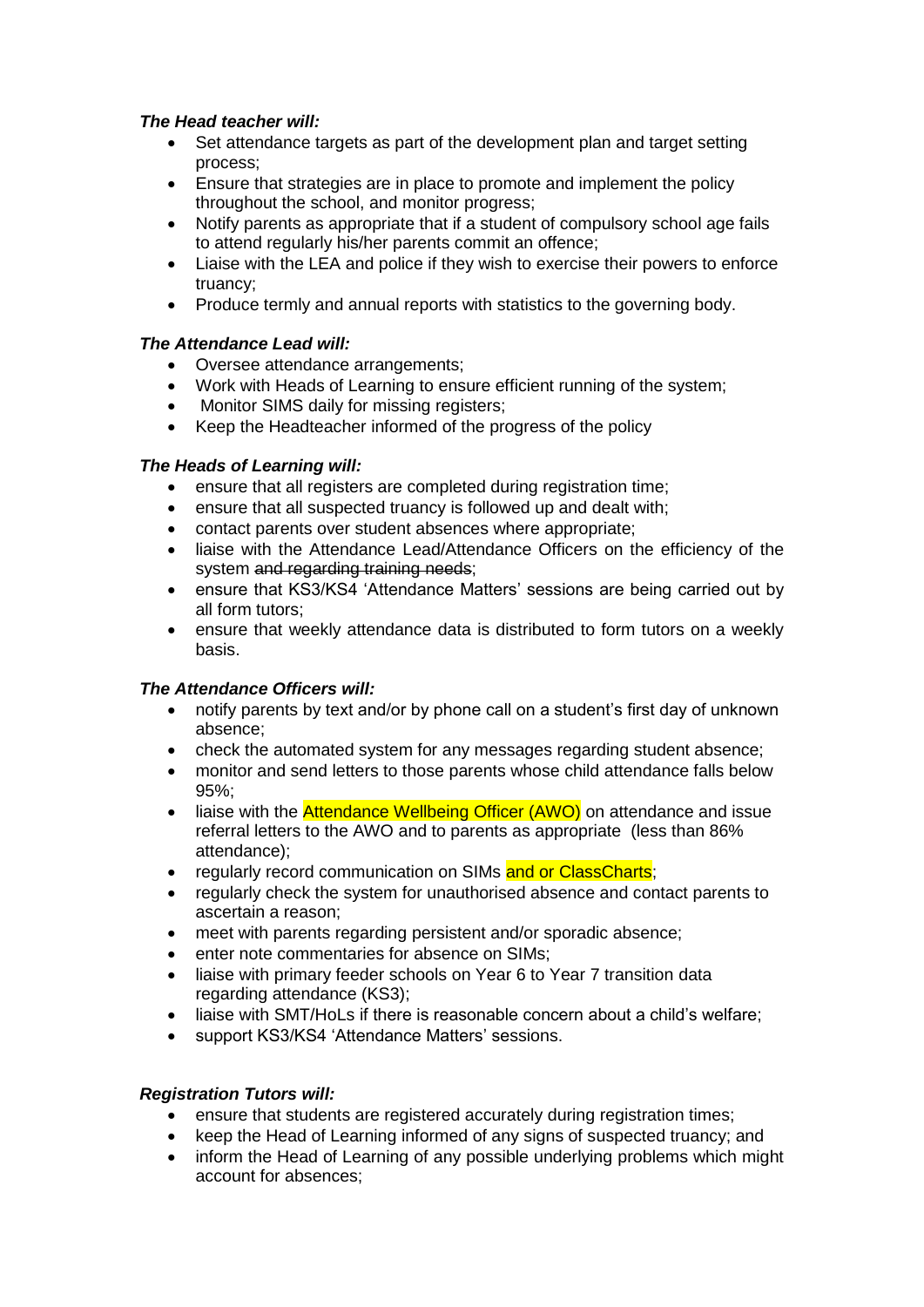***The Head teacher will:***

- Set attendance targets as part of the development plan and target setting process;
- Ensure that strategies are in place to promote and implement the policy throughout the school, and monitor progress;
- Notify parents as appropriate that if a student of compulsory school age fails to attend regularly his/her parents commit an offence;
- Liaise with the LEA and police if they wish to exercise their powers to enforce truancy;
- Produce termly and annual reports with statistics to the governing body.

***The Attendance Lead will:***

- Oversee attendance arrangements;
- Work with Heads of Learning to ensure efficient running of the system;
- Monitor SIMS daily for missing registers;
- Keep the Headteacher informed of the progress of the policy

***The Heads of Learning will:***

- ensure that all registers are completed during registration time;
- ensure that all suspected truancy is followed up and dealt with;
- contact parents over student absences where appropriate;
- liaise with the Attendance Lead/Attendance Officers on the efficiency of the system ~~and regarding training needs~~;
- ensure that KS3/KS4 'Attendance Matters' sessions are being carried out by all form tutors;
- ensure that weekly attendance data is distributed to form tutors on a weekly basis.

***The Attendance Officers will:***

- notify parents by text and/or by phone call on a student's first day of unknown absence;
- check the automated system for any messages regarding student absence;
- monitor and send letters to those parents whose child attendance falls below 95%;
- liaise with the Attendance Wellbeing Officer (AWO) on attendance and issue referral letters to the AWO and to parents as appropriate (less than 86% attendance);
- regularly record communication on SIMs and or ClassCharts;
- regularly check the system for unauthorised absence and contact parents to ascertain a reason;
- meet with parents regarding persistent and/or sporadic absence;
- enter note commentaries for absence on SIMs;
- liaise with primary feeder schools on Year 6 to Year 7 transition data regarding attendance (KS3);
- liaise with SMT/HoLs if there is reasonable concern about a child's welfare;
- support KS3/KS4 'Attendance Matters' sessions.

***Registration Tutors will:***

- ensure that students are registered accurately during registration times;
- keep the Head of Learning informed of any signs of suspected truancy; and
- inform the Head of Learning of any possible underlying problems which might account for absences;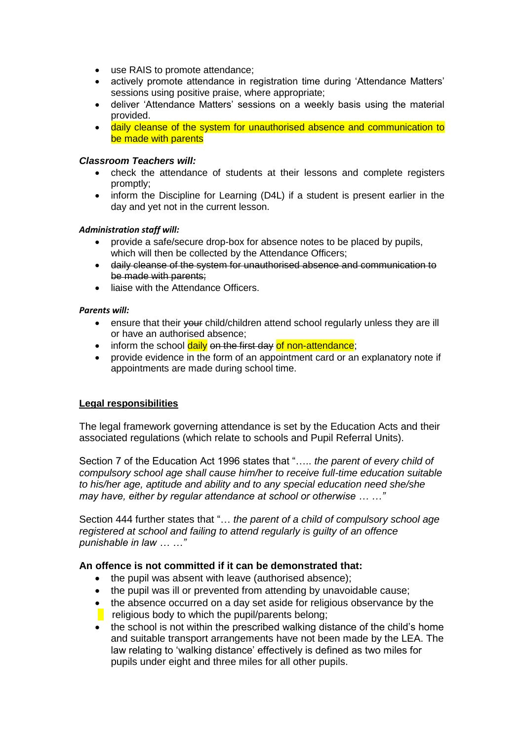- use RAIS to promote attendance;
- actively promote attendance in registration time during 'Attendance Matters' sessions using positive praise, where appropriate;
- deliver 'Attendance Matters' sessions on a weekly basis using the material provided.
- daily cleanse of the system for unauthorised absence and communication to be made with parents

***Classroom Teachers will:***

- check the attendance of students at their lessons and complete registers promptly;
- inform the Discipline for Learning (D4L) if a student is present earlier in the day and yet not in the current lesson.

***Administration staff will:***

- provide a safe/secure drop-box for absence notes to be placed by pupils, which will then be collected by the Attendance Officers;
- ~~daily cleanse of the system for unauthorised absence and communication to be made with parents;~~
- liaise with the Attendance Officers.

***Parents will:***

- ensure that their ~~your~~ child/children attend school regularly unless they are ill or have an authorised absence;
- inform the school daily ~~on the first day~~ of non-attendance;
- provide evidence in the form of an appointment card or an explanatory note if appointments are made during school time.

**<u>Legal responsibilities</u>**

The legal framework governing attendance is set by the Education Acts and their associated regulations (which relate to schools and Pupil Referral Units).

Section 7 of the Education Act 1996 states that "….. *the parent of every child of compulsory school age shall cause him/her to receive full-time education suitable to his/her age, aptitude and ability and to any special education need she/she may have, either by regular attendance at school or otherwise … …"*

Section 444 further states that "… *the parent of a child of compulsory school age registered at school and failing to attend regularly is guilty of an offence punishable in law … …"*

**An offence is not committed if it can be demonstrated that:**

- the pupil was absent with leave (authorised absence);
- the pupil was ill or prevented from attending by unavoidable cause;
- the absence occurred on a day set aside for religious observance by the religious body to which the pupil/parents belong;
- the school is not within the prescribed walking distance of the child's home and suitable transport arrangements have not been made by the LEA. The law relating to 'walking distance' effectively is defined as two miles for pupils under eight and three miles for all other pupils.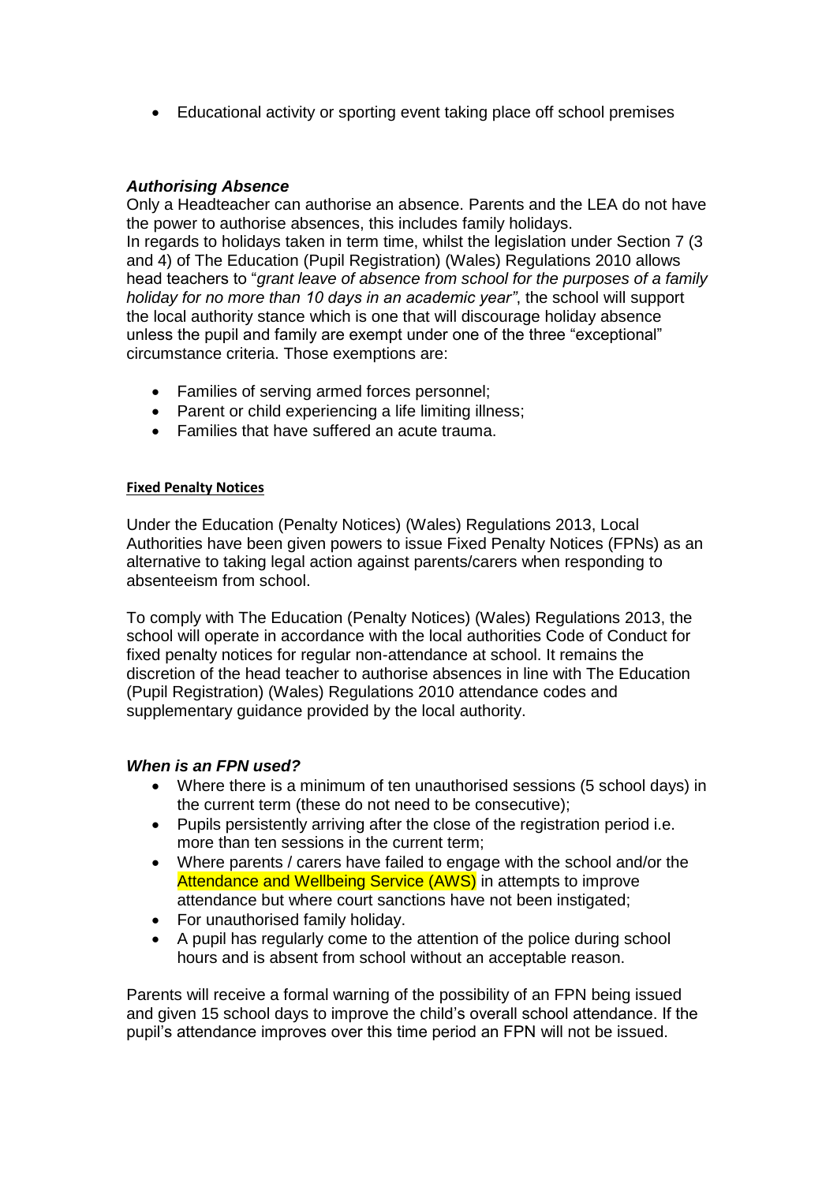- Educational activity or sporting event taking place off school premises

### *Authorising Absence*

Only a Headteacher can authorise an absence. Parents and the LEA do not have the power to authorise absences, this includes family holidays.
In regards to holidays taken in term time, whilst the legislation under Section 7 (3 and 4) of The Education (Pupil Registration) (Wales) Regulations 2010 allows head teachers to "*grant leave of absence from school for the purposes of a family holiday for no more than 10 days in an academic year"*, the school will support the local authority stance which is one that will discourage holiday absence unless the pupil and family are exempt under one of the three "exceptional" circumstance criteria. Those exemptions are:

- Families of serving armed forces personnel;
- Parent or child experiencing a life limiting illness;
- Families that have suffered an acute trauma.

### Fixed Penalty Notices

Under the Education (Penalty Notices) (Wales) Regulations 2013, Local Authorities have been given powers to issue Fixed Penalty Notices (FPNs) as an alternative to taking legal action against parents/carers when responding to absenteeism from school.

To comply with The Education (Penalty Notices) (Wales) Regulations 2013, the school will operate in accordance with the local authorities Code of Conduct for fixed penalty notices for regular non-attendance at school. It remains the discretion of the head teacher to authorise absences in line with The Education (Pupil Registration) (Wales) Regulations 2010 attendance codes and supplementary guidance provided by the local authority.

### *When is an FPN used?*

- Where there is a minimum of ten unauthorised sessions (5 school days) in the current term (these do not need to be consecutive);
- Pupils persistently arriving after the close of the registration period i.e. more than ten sessions in the current term;
- Where parents / carers have failed to engage with the school and/or the Attendance and Wellbeing Service (AWS) in attempts to improve attendance but where court sanctions have not been instigated;
- For unauthorised family holiday.
- A pupil has regularly come to the attention of the police during school hours and is absent from school without an acceptable reason.

Parents will receive a formal warning of the possibility of an FPN being issued and given 15 school days to improve the child's overall school attendance. If the pupil's attendance improves over this time period an FPN will not be issued.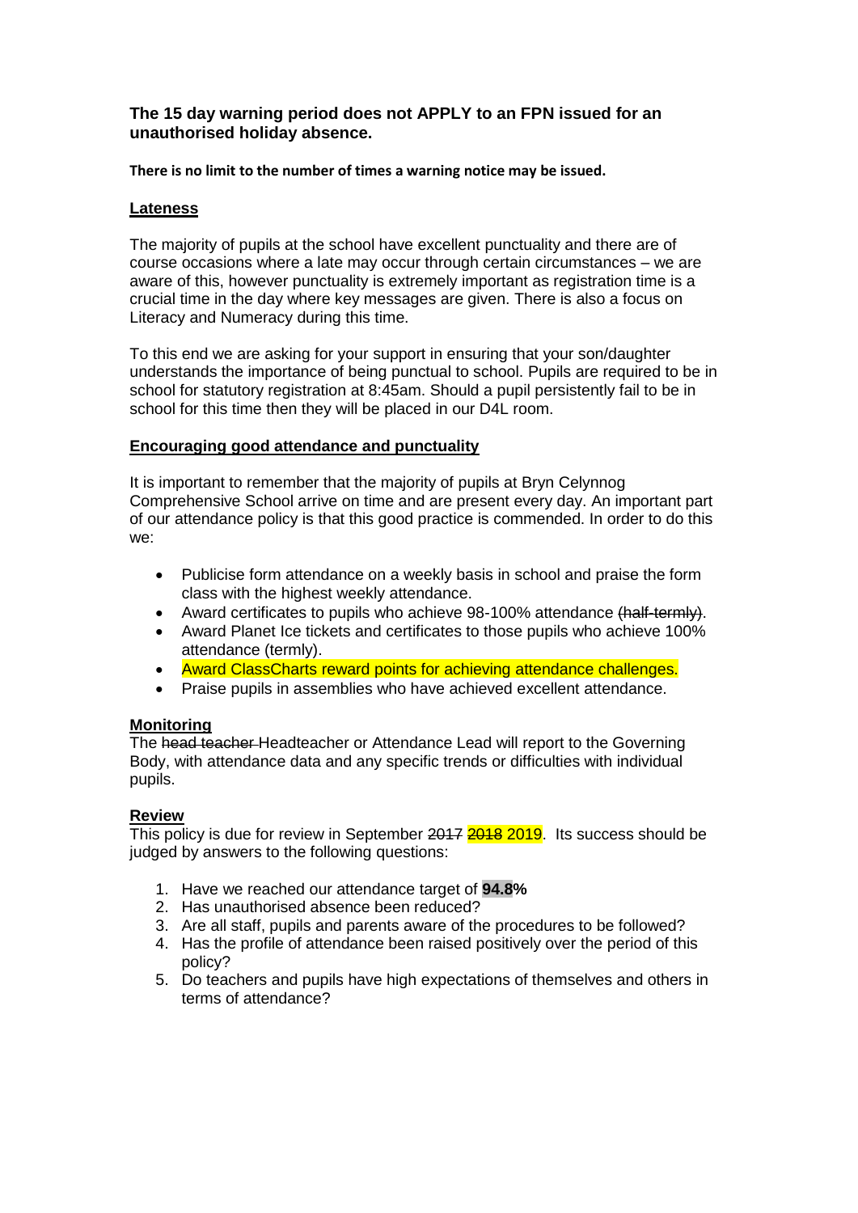**The 15 day warning period does not APPLY to an FPN issued for an unauthorised holiday absence.**

**There is no limit to the number of times a warning notice may be issued.**

## Lateness

The majority of pupils at the school have excellent punctuality and there are of course occasions where a late may occur through certain circumstances – we are aware of this, however punctuality is extremely important as registration time is a crucial time in the day where key messages are given. There is also a focus on Literacy and Numeracy during this time.

To this end we are asking for your support in ensuring that your son/daughter understands the importance of being punctual to school. Pupils are required to be in school for statutory registration at 8:45am. Should a pupil persistently fail to be in school for this time then they will be placed in our D4L room.

## Encouraging good attendance and punctuality

It is important to remember that the majority of pupils at Bryn Celynnog Comprehensive School arrive on time and are present every day. An important part of our attendance policy is that this good practice is commended. In order to do this we:

- Publicise form attendance on a weekly basis in school and praise the form class with the highest weekly attendance.
- Award certificates to pupils who achieve 98-100% attendance ~~(half-termly)~~.
- Award Planet Ice tickets and certificates to those pupils who achieve 100% attendance (termly).
- Award ClassCharts reward points for achieving attendance challenges.
- Praise pupils in assemblies who have achieved excellent attendance.

## Monitoring

The ~~head teacher~~ Headteacher or Attendance Lead will report to the Governing Body, with attendance data and any specific trends or difficulties with individual pupils.

## Review

This policy is due for review in September ~~2017~~ ~~2018~~ 2019. Its success should be judged by answers to the following questions:

1. Have we reached our attendance target of **94.8%**
2. Has unauthorised absence been reduced?
3. Are all staff, pupils and parents aware of the procedures to be followed?
4. Has the profile of attendance been raised positively over the period of this policy?
5. Do teachers and pupils have high expectations of themselves and others in terms of attendance?